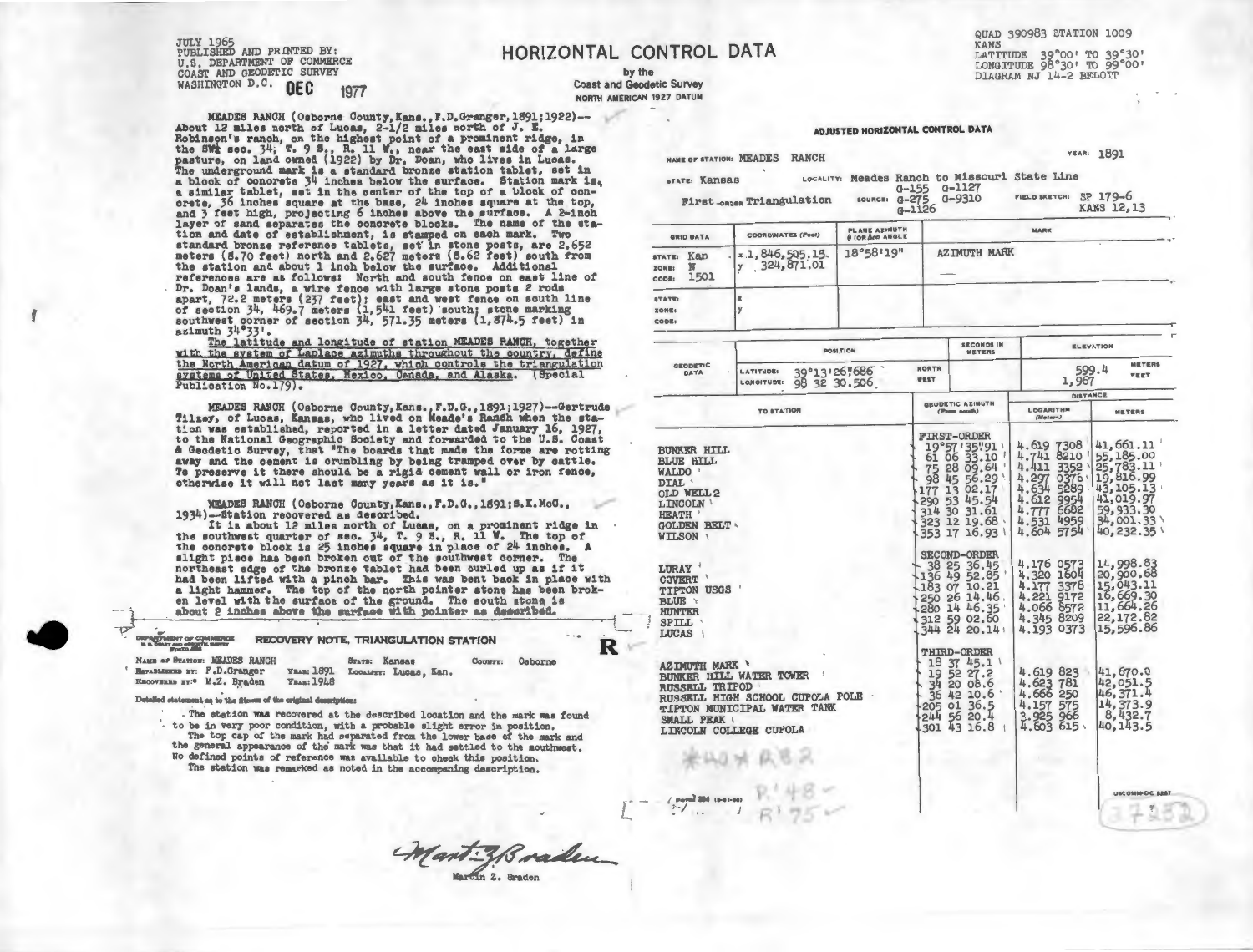JULY 1965
PUBLISHED AND PRINTED BY:
U.S. DEPARTMENT OF COMMERCE
COAST AND GEODETIC SURVEY
WASHINGTON D.C. DEC 1977

# HORIZONTAL CONTROL DATA

by the
Coast and Geodetic Survey
NORTH AMERICAN 1927 DATUM

QUAD 390983 STATION 1009
KANS
LATITUDE 39°00' TO 39°30'
LONGITUDE 98°30' TO 99°00'
DIAGRAM NJ 14-2 BELOIT

MEADES RANCH (Osborne County, Kans., F.D.Granger, 1891; 1922)--About 12 miles north of Lucas, 2-1/2 miles north of J. E. Robinson's ranch, on the highest point of a prominent ridge, in the SW¼ sec. 34, T. 9 S., R. 11 W., near the east side of a large pasture, on land owned (1922) by Dr. Doan, who lives in Lucas. The underground mark is a standard bronze station tablet, set in a block of concrete 34 inches below the surface. Station mark is, a similar tablet, set in the center of the top of a block of concrete, 36 inches square at the base, 24 inches square at the top, and 3 feet high, projecting 6 inches above the surface. A 2-inch layer of sand separates the concrete blocks. The name of the station and date of establishment, is stamped on each mark. Two standard bronze reference tablets, set in stone posts, are 2.652 meters (8.70 feet) north and 2.627 meters (8.62 feet) south from the station and about 1 inch below the surface. Additional references are as follows: North and south fence on east line of Dr. Doan's lands, a wire fence with large stone posts 2 rods apart, 72.2 meters (237 feet); east and west fence on south line of section 34, 469.7 meters (1,541 feet) south; stone marking southwest corner of section 34, 571.35 meters (1,874.5 feet) in azimuth 34°33'.

The latitude and longitude of station MEADES RANCH, together with the system of Laplace azimuths throughout the country, define the North American datum of 1927, which controls the triangulation systems of United States, Mexico, Canada, and Alaska. (Special Publication No.179).

MEADES RANCH (Osborne County, Kans., F.D.G., 1891; 1927)--Gertrude Tilzey, of Lucas, Kansas, who lived on Meade's Ranch when the station was established, reported in a letter dated January 16, 1927, to the National Geographic Society and forwarded to the U.S. Coast & Geodetic Survey, that "The boards that made the forms are rotting away and the cement is crumbling by being tramped over by cattle. To preserve it there should be a rigid cement wall or iron fence, otherwise it will not last many years as it is."

MEADES RANCH (Osborne County, Kans., F.D.G., 1891; S.E.McG., 1934)--Station recovered as described.
It is about 12 miles north of Lucas, on a prominent ridge in the southwest quarter of sec. 34, T. 9 S., R. 11 W. The top of the concrete block is 25 inches square in place of 24 inches. A slight piece has been broken out of the southwest corner. The northeast edge of the bronze tablet had been curled up as if it had been lifted with a pinch bar. This was bent back in place with a light hammer. The top of the north pointer stone has been broken level with the surface of the ground. The south stone is about 2 inches above the surface with pointer as described.

## RECOVERY NOTE, TRIANGULATION STATION

R

Name of Station: MEADES RANCH State: Kansas County: Osborne
Established by: F.D.Granger Year: 1891 Locality: Lucas, Kan.
Recovered by: M.Z. Braden Year: 1948

Detailed statement as to the fitness of the original description:

The station was recovered at the described location and the mark was found to be in very poor condition, with a probable slight error in position.
The top cap of the mark had separated from the lower base of the mark and the general appearance of the mark was that it had settled to the southwest.
No defined points of reference was available to check this position.
The station was remarked as noted in the accompaning description.

Martin Z. Braden
Martin Z. Braden

## ADJUSTED HORIZONTAL CONTROL DATA

NAME OF STATION: MEADES RANCH YEAR: 1891

STATE: Kansas LOCALITY: Meades Ranch to Missouri State Line

First-ORDER Triangulation SOURCE: G-155 G-1127 G-275 G-9310 G-1126 FIELD SKETCH: SP 179-6 KANS 12,13

| GRID DATA | COORDINATES (Feet) | PLANE AZIMUTH θ (OR Δα) ANGLE | MARK |
|---|---|---|---|
| STATE: Kan ZONE: N CODE: 1501 | x 1,846,505.15 y 324,871.01 | 18°58'19" | AZIMUTH MARK |
| STATE: ZONE: CODE: | x y | | |

| GEODETIC DATA | POSITION | SECONDS IN METERS | ELEVATION |
|---|---|---|---|
| | LATITUDE: 39°13'26".686 | NORTH | 599.4 METERS |
| | LONGITUDE: 98 32 30.506 | WEST | 1,967 FEET |

| TO STATION | GEODETIC AZIMUTH (From south) | LOGARITHM (Meters) | DISTANCE METERS |
|---|---|---|---|
| | FIRST-ORDER | | |
| BUNKER HILL | 19°57'35".91 | 4.619 7308 | 41,661.11 |
| BLUE HILL | 61 06 33.10 | 4.741 8210 | 55,185.00 |
| WALDO | 75 28 09.64 | 4.411 3352 | 25,783.11 |
| DIAL | 98 45 56.29 | 4.297 0376 | 19,816.99 |
| OLD WELL 2 | 177 13 02.17 | 4.634 5289 | 43,105.13 |
| LINCOLN | 290 53 45.54 | 4.612 9954 | 41,019.97 |
| HEATH | 314 30 31.61 | 4.777 6682 | 59,933.30 |
| GOLDEN BELT | 323 12 19.68 | 4.531 4959 | 34,001.33 |
| WILSON | 353 17 16.93 | 4.604 5754 | 40,232.35 |
| | SECOND-ORDER | | |
| LURAY | 38 25 36.45 | 4.176 0573 | 14,998.83 |
| COVERT | 136 49 52.85 | 4.320 1604 | 20,900.68 |
| TIPTON USGS | 183 07 10.21 | 4.177 3378 | 15,043.11 |
| BLUE | 250 26 14.46 | 4.221 9172 | 16,669.30 |
| HUNTER | 280 14 46.35 | 4.066 8572 | 11,664.26 |
| SPILL | 312 59 02.60 | 4.345 8209 | 22,172.82 |
| LUCAS | 344 24 20.14 | 4.193 0373 | 15,596.86 |
| | THIRD-ORDER | | |
| AZIMUTH MARK | 18 37 45.1 | | |
| BUNKER HILL WATER TOWER | 19 52 27.2 | 4.619 823 | 41,670.0 |
| RUSSELL TRIPOD | 34 20 08.6 | 4.623 781 | 42,051.5 |
| RUSSELL HIGH SCHOOL CUPOLA POLE | 36 42 10.6 | 4.666 250 | 46,371.4 |
| TIPTON MUNICIPAL WATER TANK | 205 01 36.5 | 4.157 575 | 14,373.9 |
| SMALL PEAK | 244 56 20.4 | 3.925 966 | 8,432.7 |
| LINCOLN COLLEGE CUPOLA | 301 43 16.8 | 4.603 615 | 40,143.5 |

R'48
R'75

USCOMM-DC 8867

37252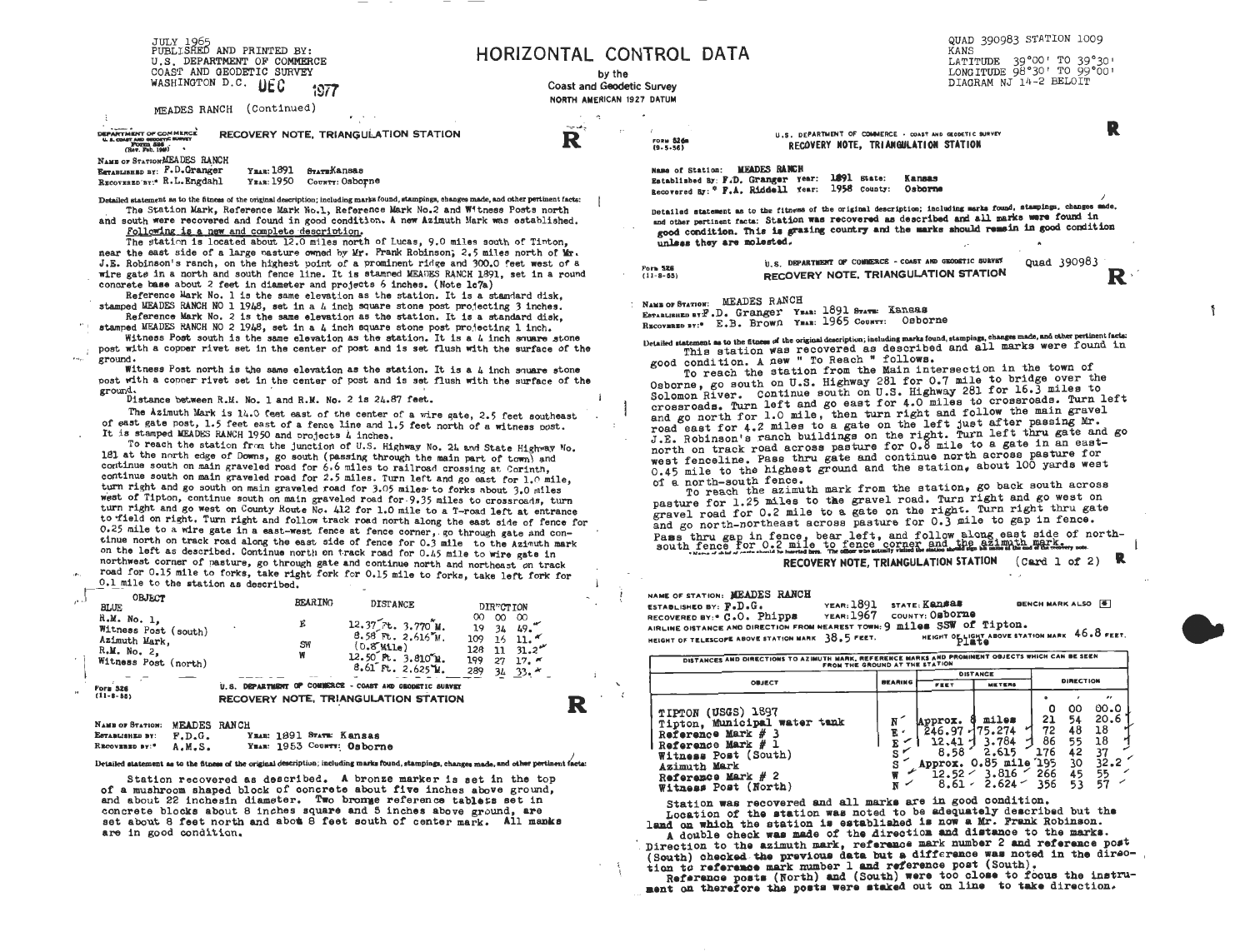JULY 1965
PUBLISHED AND PRINTED BY:
U.S. DEPARTMENT OF COMMERCE
COAST AND GEODETIC SURVEY
WASHINGTON D.C. DEC 1977

# HORIZONTAL CONTROL DATA

by the
Coast and Geodetic Survey
NORTH AMERICAN 1927 DATUM

QUAD 390983 STATION 1009
KANS
LATITUDE 39°00' TO 39°30'
LONGITUDE 98°30' TO 99°00'
DIAGRAM NJ 14-2 BELOIT

MEADES RANCH (Continued)

## RECOVERY NOTE, TRIANGULATION STATION

DEPARTMENT OF COMMERCE U.S. COAST AND GEODETIC SURVEY Form 526 (Rev. Feb. 1950)

NAME OF STATION: MEADES RANCH
ESTABLISHED BY: F.D.Granger YEAR: 1891 STATE: Kansas
RECOVERED BY: R.L.Engdahl YEAR: 1950 COUNTY: Osborne

Detailed statement as to the fitness of the original description; including marks found, stampings, changes made, and other pertinent facts:

The Station Mark, Reference Mark No.1, Reference Mark No.2 and Witness Posts north and south were recovered and found in good condition. A new Azimuth Mark was established. Following is a new and complete description.

The station is located about 12.0 miles north of Lucas, 9.0 miles south of Tinton, near the east side of a large pasture owned by Mr. Frank Robinson, 2.5 miles north of Mr. J.E. Robinson's ranch, on the highest point of a prominent ridge and 300.0 feet west of a wire gate in a north and south fence line. It is stamped MEADES RANCH 1891, set in a round concrete base about 2 feet in diameter and projects 6 inches. (Note 1c7a)

Reference Mark No. 1 is the same elevation as the station. It is a standard disk, stamped MEADES RANCH NO 1 1948, set in a 4 inch square stone post projecting 3 inches.

Reference Mark No. 2 is the same elevation as the station. It is a standard disk, stamped MEADES RANCH NO 2 1948, set in a 4 inch square stone post projecting 1 inch.

Witness Post south is the same elevation as the station. It is a 4 inch square stone post with a copper rivet set in the center of post and is set flush with the surface of the ground.

Witness Post north is the same elevation as the station. It is a 4 inch square stone post with a copper rivet set in the center of post and is set flush with the surface of the ground.

Distance between R.M. No. 1 and R.M. No. 2 is 24.87 feet.

The Azimuth Mark is 14.0 feet east of the center of a wire gate, 2.5 feet southeast of east gate post, 1.5 feet east of a fence line and 1.5 feet north of a witness post. It is stamped MEADES RANCH 1950 and projects 4 inches.

To reach the station from the junction of U.S. Highway No. 24 and State Highway No. 181 at the north edge of Downs, go south (passing through the main part of town) and continue south on main graveled road for 6.6 miles to railroad crossing at Corinth, continue south on main graveled road for 2.5 miles. Turn left and go east for 1.0 mile, turn right and go south on main graveled road for 3.05 miles to forks about 3.0 miles west of Tipton, continue south on main graveled road for 9.35 miles to crossroads, turn turn right and go west on County Route No. 412 for 1.0 mile to a T-road left at entrance to field on right. Turn right and follow track road north along the east side of fence for 0.25 mile to a wire gate in a east-west fence at fence corner, go through gate and continue north on track road along the east side of fence for 0.3 mile to the Azimuth mark on the left as described. Continue north on track road for 0.45 mile to wire gate in northwest corner of pasture, go through gate and continue north and northeast on track road for 0.15 mile to forks, take right fork for 0.15 mile to forks, take left fork for 0.1 mile to the station as described.

| OBJECT | BEARING | DISTANCE | DIRECTION |
|---|---|---|---|
| BLUE | | | 00 00 00 |
| R.M. No. 1, | E | 12.37 Ft. 3.770 M. | 19 34 49. |
| Witness Post (south) | | 8.58 Ft. 2.616 M. | 109 16 11. |
| Azimuth Mark, | SW | (0.8 Mile) | 128 11 31.2 |
| R.M. No. 2, | W | 12.50 Ft. 3.810 M. | 199 27 17. |
| Witness Post (north) | | 8.61 Ft. 2.625 M. | 289 34 33. |

## RECOVERY NOTE, TRIANGULATION STATION

U.S. DEPARTMENT OF COMMERCE - COAST AND GEODETIC SURVEY Form 526 (11-8-55)

NAME OF STATION: MEADES RANCH
ESTABLISHED BY: F.D.G. YEAR: 1891 STATE: Kansas
RECOVERED BY: A.M.S. YEAR: 1953 COUNTY: Osborne

Detailed statement as to the fitness of the original description; including marks found, stampings, changes made, and other pertinent facts:

Station recovered as described. A bronze marker is set in the top of a mushroom shaped block of concrete about five inches above ground, and about 22 inchesin diameter. Two bronze reference tablets set in concrete blocks about 8 inches square and 5 inches above ground, are set about 8 feet north and abot 8 feet south of center mark. All marks are in good condition.

## RECOVERY NOTE, TRIANGULATION STATION

U.S. DEPARTMENT OF COMMERCE - COAST AND GEODETIC SURVEY Form 526a (9-5-56)

Name of Station: MEADES RANCH
Established By: F.D. Granger Year: 1891 State: Kansas
Recovered By: F.A. Riddell Year: 1958 County: Osborne

Detailed statement as to the fitness of the original description; including marks found, stampings, changes made, and other pertinent facts: Station was recovered as described and all marks were found in good condition. This is grazing country and the marks should remain in good condition unless they are molested.

## RECOVERY NOTE, TRIANGULATION STATION

U.S. DEPARTMENT OF COMMERCE - COAST AND GEODETIC SURVEY Form 526 (11-8-55) Quad 390983

NAME OF STATION: MEADES RANCH
ESTABLISHED BY: F.D. Granger YEAR: 1891 STATE: Kansas
RECOVERED BY: E.B. Brown YEAR: 1965 COUNTY: Osborne

Detailed statement as to the fitness of the original description; including marks found, stampings, changes made, and other pertinent facts:

This station was recovered as described and all marks were found in good condition. A new " To Reach " follows.

To reach the station from the Main intersection in the town of Osborne, go south on U.S. Highway 281 for 0.7 mile to bridge over the Solomon River. Continue south on U.S. Highway 281 for 16.3 miles to crossroads. Turn left and go east for 4.0 miles to crossroads. Turn left and go north for 1.0 mile, then turn right and follow the main gravel road east for 4.2 miles to a gate on the left just after passing Mr. J.E. Robinson's ranch buildings on the right. Turn left thru gate and go north on track road across pasture for 0.8 mile to a gate in an east-west fenceline. Pass thru gate and continue north across pasture for 0.45 mile to the highest ground and the station, about 100 yards west of a north-south fence.

To reach the azimuth mark from the station, go back south across pasture for 1.25 miles to the gravel road. Turn right and go west on gravel road for 0.2 mile to a gate on the right. Turn right thru gate and go north-northeast across pasture for 0.3 mile to gap in fence. Pass thru gap in fence, bear left, and follow along east side of north-south fence for 0.2 mile to fence corner and the azimuth mark.

## RECOVERY NOTE, TRIANGULATION STATION (Card 1 of 2)

NAME OF STATION: MEADES RANCH
ESTABLISHED BY: F.D.G. YEAR: 1891 STATE: Kansas BENCH MARK ALSO
RECOVERED BY: C.O. Phipps YEAR: 1967 COUNTY: Osborne
AIRLINE DISTANCE AND DIRECTION FROM NEAREST TOWN: 9 miles SSW of Tipton.
HEIGHT OF TELESCOPE ABOVE STATION MARK 38.5 FEET. HEIGHT OF LIGHT ABOVE STATION MARK 46.8 FEET. Plate

DISTANCES AND DIRECTIONS TO AZIMUTH MARK, REFERENCE MARKS AND PROMINENT OBJECTS WHICH CAN BE SEEN FROM THE GROUND AT THE STATION

| OBJECT | BEARING | DISTANCE FEET | DISTANCE METERS | DIRECTION |
|---|---|---|---|---|
| TIPTON (USGS) 1897 | | | | 0 00 00.0 |
| Tipton, Municipal water tank | N | Approx. 8 miles | | 21 54 20.6 |
| Reference Mark # 3 | E | 246.97 | 75.274 | 72 48 18 |
| Reference Mark # 1 | E | 12.41 | 3.784 | 86 55 18 |
| Witness Post (South) | S | 8.58 | 2.615 | 176 42 37 |
| Azimuth Mark | S | Approx. 0.85 mile | | 195 30 32.2 |
| Reference Mark # 2 | W | 12.52 | 3.816 | 266 45 55 |
| Witness Post (North) | N | 8.61 | 2.624 | 356 53 57 |

Station was recovered and all marks are in good condition.

Location of the station was noted to be adequately described but the land on which the station is established is now a Mr. Frank Robinson.

A double check was made of the direction and distance to the marks. Direction to the azimuth mark, reference mark number 2 and reference post (South) checked the previous data but a difference was noted in the direction to reference mark number 1 and reference post (South).

Reference posts (North) and (South) were too close to focus the instrument on therefore the posts were staked out on line to take direction.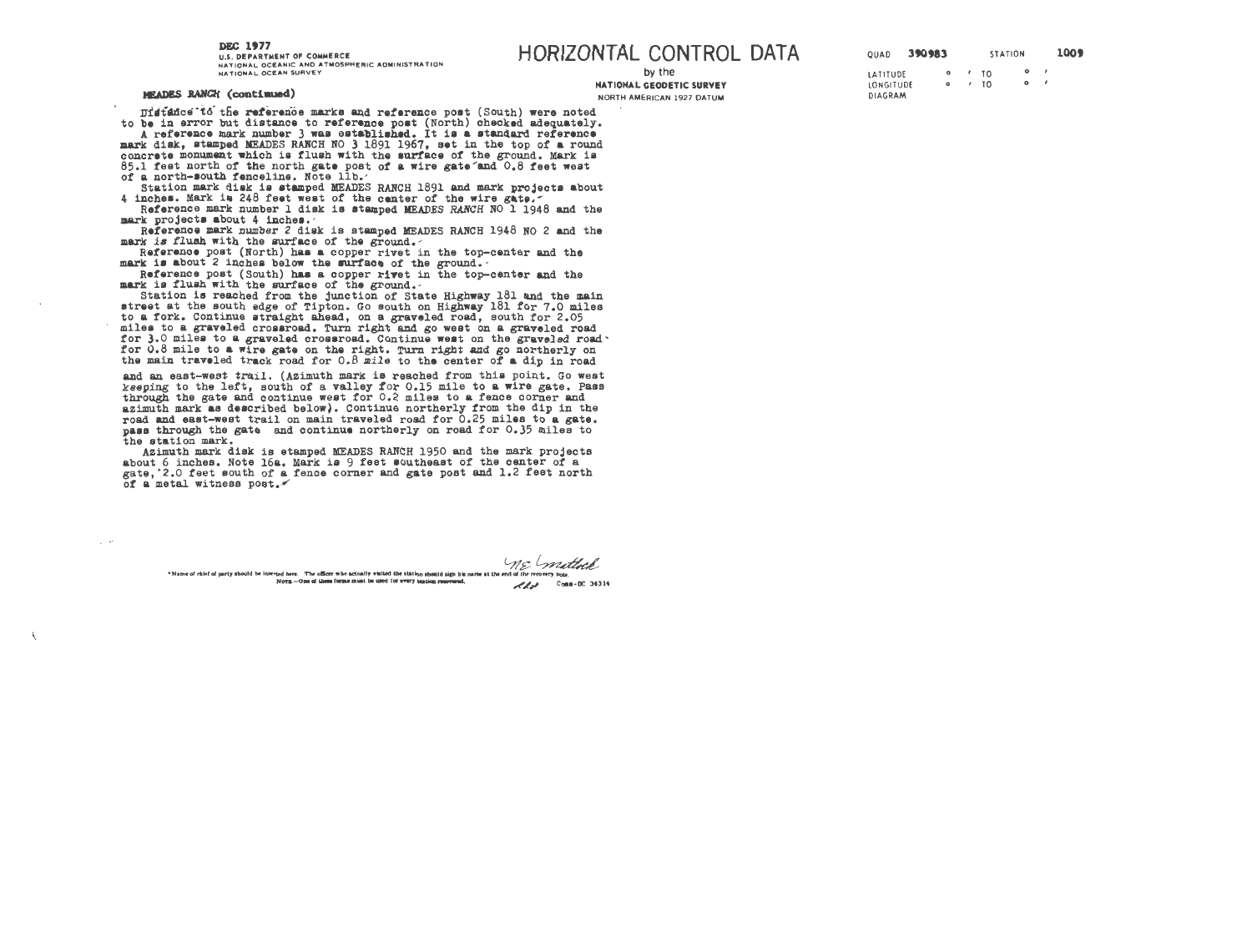DEC 1977
U.S. DEPARTMENT OF COMMERCE
NATIONAL OCEANIC AND ATMOSPHERIC ADMINISTRATION
NATIONAL OCEAN SURVEY

# HORIZONTAL CONTROL DATA

by the
**NATIONAL GEODETIC SURVEY**
NORTH AMERICAN 1927 DATUM

QUAD 390983 STATION 1009

LATITUDE ° ' TO ° '
LONGITUDE ° ' TO ° '
DIAGRAM

**MEADES RANCH (continued)**

Distance to the reference marks and reference post (South) were noted to be in error but distance to reference post (North) checked adequately.

A reference mark number 3 was established. It is a standard reference mark disk, stamped MEADES RANCH NO 3 1891 1967, set in the top of a round concrete monument which is flush with the surface of the ground. Mark is 85.1 feet north of the north gate post of a wire gate and 0.8 feet west of a north-south fenceline. Note 11b.

Station mark disk is stamped MEADES RANCH 1891 and mark projects about 4 inches. Mark is 248 feet west of the center of the wire gate.

Reference mark number 1 disk is stamped MEADES RANCH NO 1 1948 and the mark projects about 4 inches.

Reference mark number 2 disk is stamped MEADES RANCH 1948 NO 2 and the mark is flush with the surface of the ground.

Reference post (North) has a copper rivet in the top-center and the mark is about 2 inches below the surface of the ground.

Reference post (South) has a copper rivet in the top-center and the mark is flush with the surface of the ground.

Station is reached from the junction of State Highway 181 and the main street at the south edge of Tipton. Go south on Highway 181 for 7.0 miles to a fork. Continue straight ahead, on a graveled road, south for 2.05 miles to a graveled crossroad. Turn right and go west on a graveled road for 3.0 miles to a graveled crossroad. Continue west on the graveled road for 0.8 mile to a wire gate on the right. Turn right and go northerly on the main traveled track road for 0.8 mile to the center of a dip in road and an east-west trail. (Azimuth mark is reached from this point. Go west keeping to the left, south of a valley for 0.15 mile to a wire gate. Pass through the gate and continue west for 0.2 miles to a fence corner and azimuth mark as described below). Continue northerly from the dip in the road and east-west trail on main traveled road for 0.25 miles to a gate. pass through the gate and continue northerly on road for 0.35 miles to the station mark.

Azimuth mark disk is stamped MEADES RANCH 1950 and the mark projects about 6 inches. Note 16a. Mark is 9 feet southeast of the center of a gate, 2.0 feet south of a fence corner and gate post and 1.2 feet north of a metal witness post.

ME Matlock

*Name of chief of party should be inserted here. The officer who actually visited the station should sign his name at the end of the recovery note.
NOTE.—One of these forms must be used for every station recovered.

Comm-DC 34314